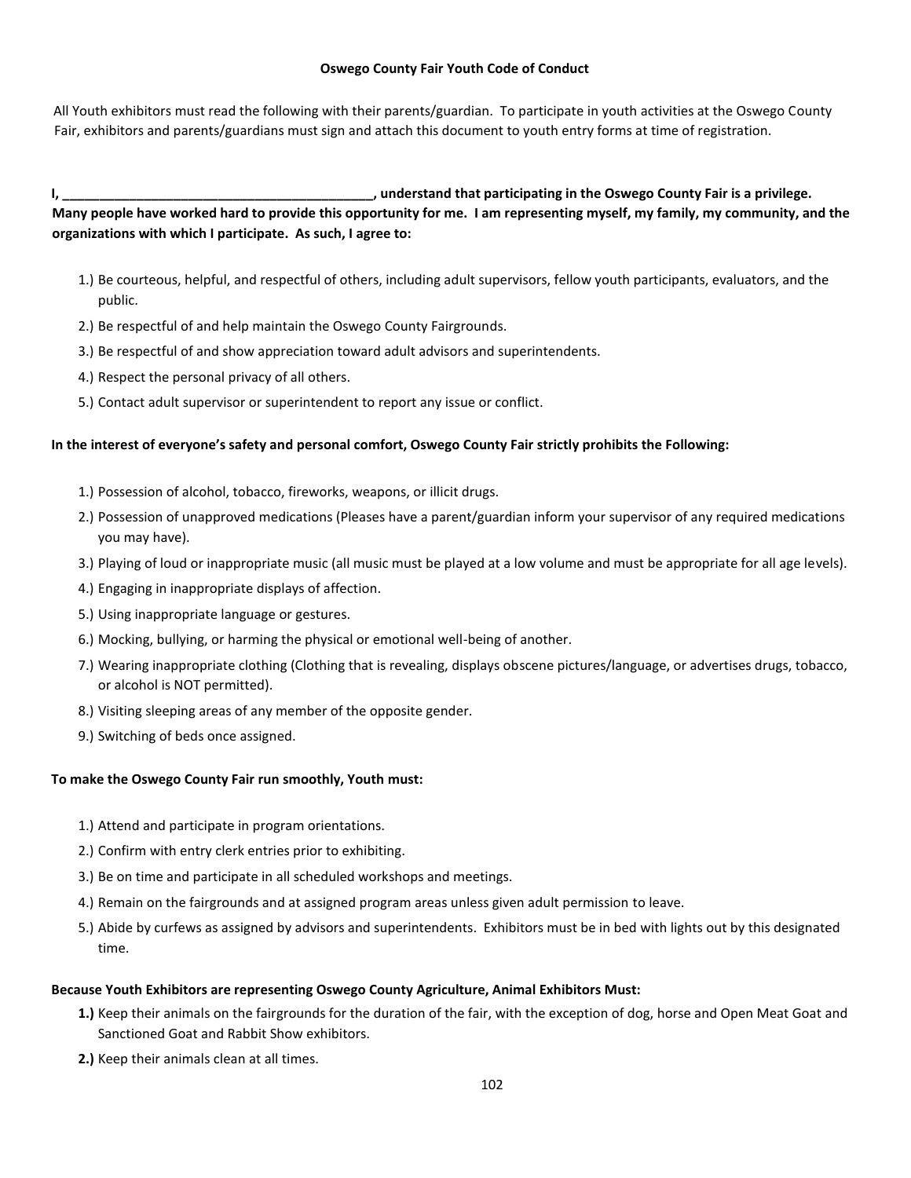**Oswego County Fair Youth Code of Conduct**

All Youth exhibitors must read the following with their parents/guardian. To participate in youth activities at the Oswego County Fair, exhibitors and parents/guardians must sign and attach this document to youth entry forms at time of registration.

**I, ___________________________________________, understand that participating in the Oswego County Fair is a privilege. Many people have worked hard to provide this opportunity for me. I am representing myself, my family, my community, and the organizations with which I participate. As such, I agree to:**

1.) Be courteous, helpful, and respectful of others, including adult supervisors, fellow youth participants, evaluators, and the public.
2.) Be respectful of and help maintain the Oswego County Fairgrounds.
3.) Be respectful of and show appreciation toward adult advisors and superintendents.
4.) Respect the personal privacy of all others.
5.) Contact adult supervisor or superintendent to report any issue or conflict.

**In the interest of everyone's safety and personal comfort, Oswego County Fair strictly prohibits the Following:**

1.) Possession of alcohol, tobacco, fireworks, weapons, or illicit drugs.
2.) Possession of unapproved medications (Pleases have a parent/guardian inform your supervisor of any required medications you may have).
3.) Playing of loud or inappropriate music (all music must be played at a low volume and must be appropriate for all age levels).
4.) Engaging in inappropriate displays of affection.
5.) Using inappropriate language or gestures.
6.) Mocking, bullying, or harming the physical or emotional well-being of another.
7.) Wearing inappropriate clothing (Clothing that is revealing, displays obscene pictures/language, or advertises drugs, tobacco, or alcohol is NOT permitted).
8.) Visiting sleeping areas of any member of the opposite gender.
9.) Switching of beds once assigned.

**To make the Oswego County Fair run smoothly, Youth must:**

1.) Attend and participate in program orientations.
2.) Confirm with entry clerk entries prior to exhibiting.
3.) Be on time and participate in all scheduled workshops and meetings.
4.) Remain on the fairgrounds and at assigned program areas unless given adult permission to leave.
5.) Abide by curfews as assigned by advisors and superintendents. Exhibitors must be in bed with lights out by this designated time.

**Because Youth Exhibitors are representing Oswego County Agriculture, Animal Exhibitors Must:**

**1.)** Keep their animals on the fairgrounds for the duration of the fair, with the exception of dog, horse and Open Meat Goat and Sanctioned Goat and Rabbit Show exhibitors.
**2.)** Keep their animals clean at all times.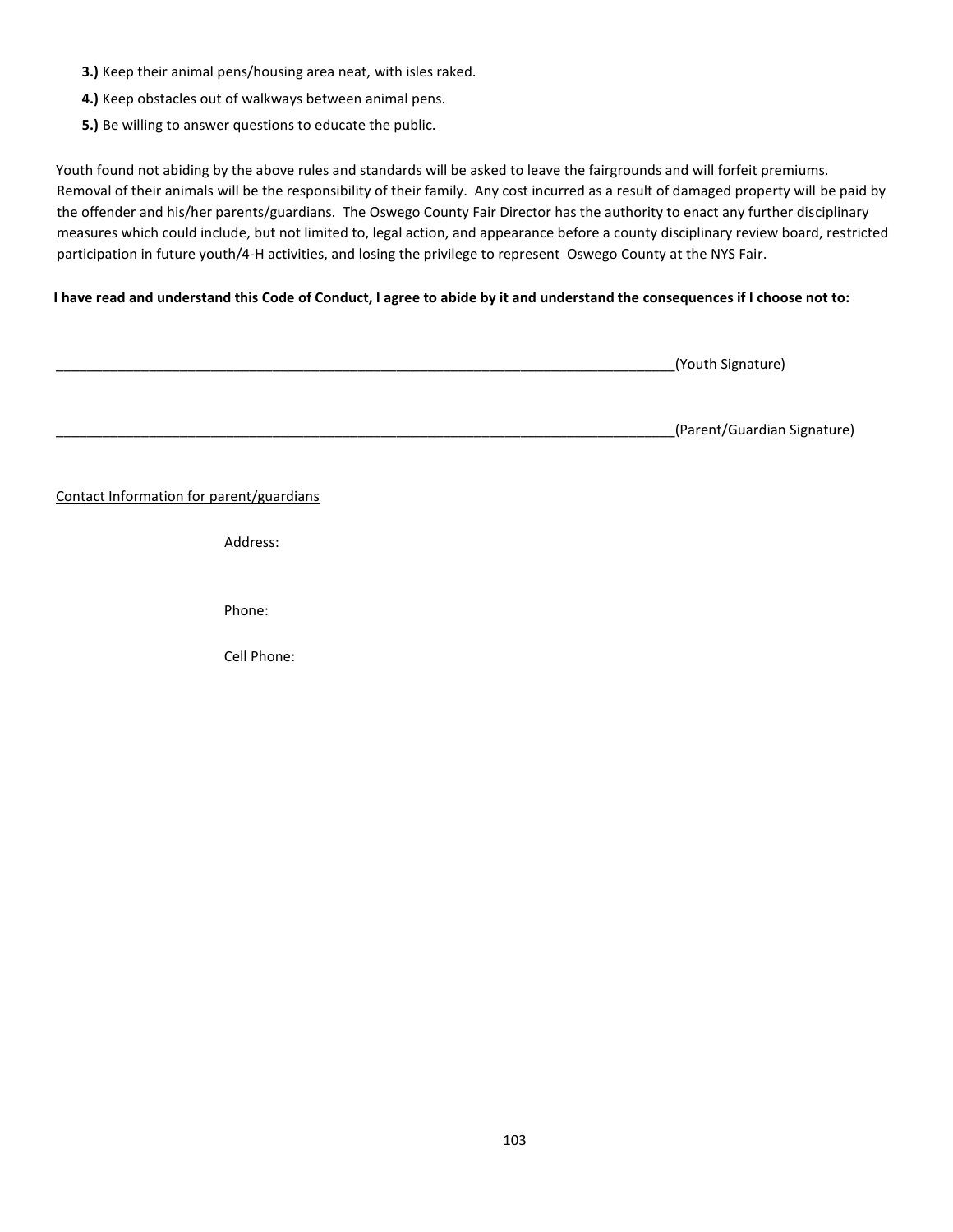3.) Keep their animal pens/housing area neat, with isles raked.

4.) Keep obstacles out of walkways between animal pens.

5.) Be willing to answer questions to educate the public.

Youth found not abiding by the above rules and standards will be asked to leave the fairgrounds and will forfeit premiums. Removal of their animals will be the responsibility of their family. Any cost incurred as a result of damaged property will be paid by the offender and his/her parents/guardians. The Oswego County Fair Director has the authority to enact any further disciplinary measures which could include, but not limited to, legal action, and appearance before a county disciplinary review board, restricted participation in future youth/4-H activities, and losing the privilege to represent Oswego County at the NYS Fair.

**I have read and understand this Code of Conduct, I agree to abide by it and understand the consequences if I choose not to:**

__________________________________________________________________________(Youth Signature)

__________________________________________________________________________(Parent/Guardian Signature)

Contact Information for parent/guardians

Address:

Phone:

Cell Phone: